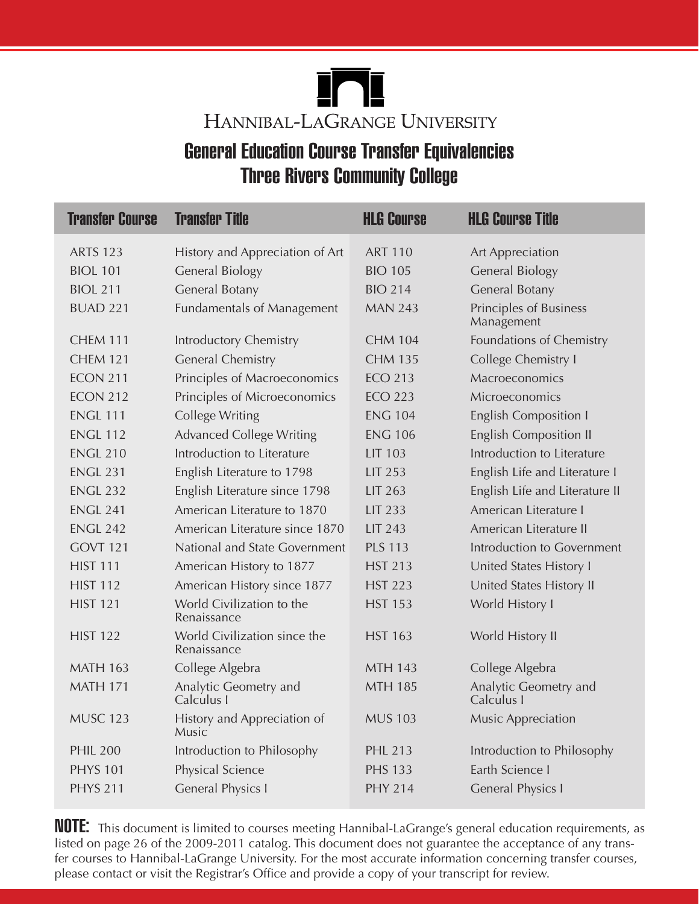# Hannibal-LaGrange University

## General Education Course Transfer Equivalencies
## Three Rivers Community College

| Transfer Course | Transfer Title | HLG Course | HLG Course Title |
|---|---|---|---|
| ARTS 123 | History and Appreciation of Art | ART 110 | Art Appreciation |
| BIOL 101 | General Biology | BIO 105 | General Biology |
| BIOL 211 | General Botany | BIO 214 | General Botany |
| BUAD 221 | Fundamentals of Management | MAN 243 | Principles of Business Management |
| CHEM 111 | Introductory Chemistry | CHM 104 | Foundations of Chemistry |
| CHEM 121 | General Chemistry | CHM 135 | College Chemistry I |
| ECON 211 | Principles of Macroeconomics | ECO 213 | Macroeconomics |
| ECON 212 | Principles of Microeconomics | ECO 223 | Microeconomics |
| ENGL 111 | College Writing | ENG 104 | English Composition I |
| ENGL 112 | Advanced College Writing | ENG 106 | English Composition II |
| ENGL 210 | Introduction to Literature | LIT 103 | Introduction to Literature |
| ENGL 231 | English Literature to 1798 | LIT 253 | English Life and Literature I |
| ENGL 232 | English Literature since 1798 | LIT 263 | English Life and Literature II |
| ENGL 241 | American Literature to 1870 | LIT 233 | American Literature I |
| ENGL 242 | American Literature since 1870 | LIT 243 | American Literature II |
| GOVT 121 | National and State Government | PLS 113 | Introduction to Government |
| HIST 111 | American History to 1877 | HST 213 | United States History I |
| HIST 112 | American History since 1877 | HST 223 | United States History II |
| HIST 121 | World Civilization to the Renaissance | HST 153 | World History I |
| HIST 122 | World Civilization since the Renaissance | HST 163 | World History II |
| MATH 163 | College Algebra | MTH 143 | College Algebra |
| MATH 171 | Analytic Geometry and Calculus I | MTH 185 | Analytic Geometry and Calculus I |
| MUSC 123 | History and Appreciation of Music | MUS 103 | Music Appreciation |
| PHIL 200 | Introduction to Philosophy | PHL 213 | Introduction to Philosophy |
| PHYS 101 | Physical Science | PHS 133 | Earth Science I |
| PHYS 211 | General Physics I | PHY 214 | General Physics I |

**NOTE:** This document is limited to courses meeting Hannibal-LaGrange's general education requirements, as listed on page 26 of the 2009-2011 catalog. This document does not guarantee the acceptance of any transfer courses to Hannibal-LaGrange University. For the most accurate information concerning transfer courses, please contact or visit the Registrar's Office and provide a copy of your transcript for review.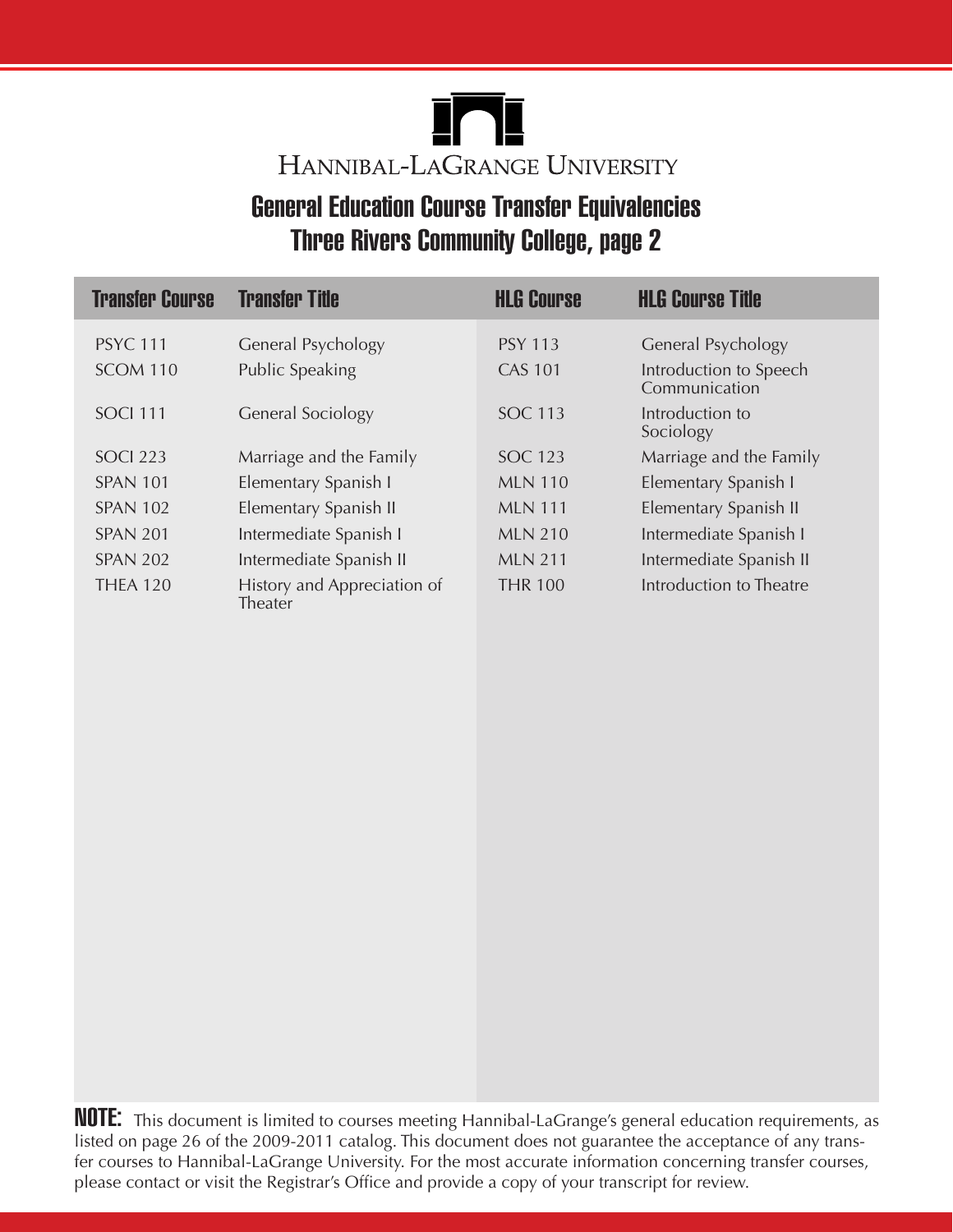Hannibal-LaGrange University

# General Education Course Transfer Equivalencies
## Three Rivers Community College, page 2

| Transfer Course | Transfer Title | HLG Course | HLG Course Title |
|---|---|---|---|
| PSYC 111 | General Psychology | PSY 113 | General Psychology |
| SCOM 110 | Public Speaking | CAS 101 | Introduction to Speech Communication |
| SOCI 111 | General Sociology | SOC 113 | Introduction to Sociology |
| SOCI 223 | Marriage and the Family | SOC 123 | Marriage and the Family |
| SPAN 101 | Elementary Spanish I | MLN 110 | Elementary Spanish I |
| SPAN 102 | Elementary Spanish II | MLN 111 | Elementary Spanish II |
| SPAN 201 | Intermediate Spanish I | MLN 210 | Intermediate Spanish I |
| SPAN 202 | Intermediate Spanish II | MLN 211 | Intermediate Spanish II |
| THEA 120 | History and Appreciation of Theater | THR 100 | Introduction to Theatre |

**NOTE:** This document is limited to courses meeting Hannibal-LaGrange's general education requirements, as listed on page 26 of the 2009-2011 catalog. This document does not guarantee the acceptance of any transfer courses to Hannibal-LaGrange University. For the most accurate information concerning transfer courses, please contact or visit the Registrar's Office and provide a copy of your transcript for review.